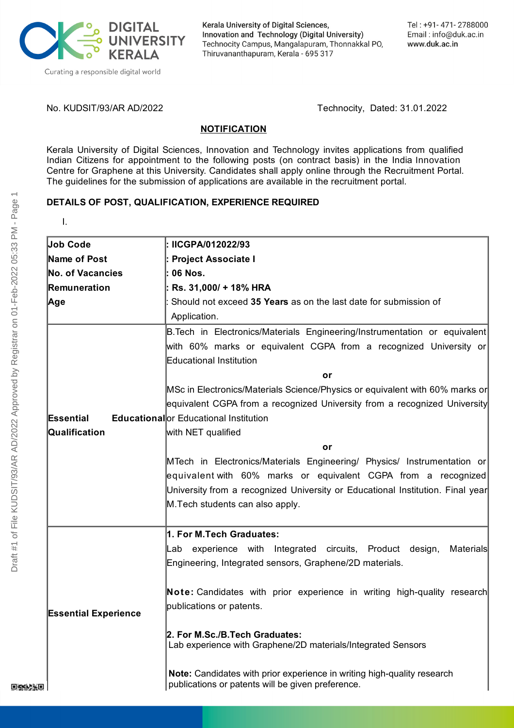Kerala University of Digital Sciences, Innovation and Technology (Digital University)
Technocity Campus, Mangalapuram, Thonnakkal PO, Thiruvananthapuram, Kerala - 695 317

Tel : +91- 471- 2788000
Email : info@duk.ac.in
www.duk.ac.in

No. KUDSIT/93/AR AD/2022 Technocity, Dated: 31.01.2022

## NOTIFICATION

Kerala University of Digital Sciences, Innovation and Technology invites applications from qualified Indian Citizens for appointment to the following posts (on contract basis) in the India Innovation Centre for Graphene at this University. Candidates shall apply online through the Recruitment Portal. The guidelines for the submission of applications are available in the recruitment portal.

### DETAILS OF POST, QUALIFICATION, EXPERIENCE REQUIRED

I.

| | |
|---|---|
| **Job Code** | : **IICGPA/012022/93** |
| **Name of Post** | : **Project Associate I** |
| **No. of Vacancies** | : **06 Nos.** |
| **Remuneration** | : **Rs. 31,000/ + 18% HRA** |
| **Age** | : Should not exceed **35 Years** as on the last date for submission of Application. |
| **Essential Educational Qualification** | B.Tech in Electronics/Materials Engineering/Instrumentation or equivalent with 60% marks or equivalent CGPA from a recognized University or Educational Institution<br>**or**<br>MSc in Electronics/Materials Science/Physics or equivalent with 60% marks or equivalent CGPA from a recognized University from a recognized University or Educational Institution with NET qualified<br>**or**<br>MTech in Electronics/Materials Engineering/ Physics/ Instrumentation or equivalent with 60% marks or equivalent CGPA from a recognized University from a recognized University or Educational Institution. Final year M.Tech students can also apply. |
| **Essential Experience** | **1. For M.Tech Graduates:**<br>Lab experience with Integrated circuits, Product design, Materials Engineering, Integrated sensors, Graphene/2D materials.<br><br>**Note:** Candidates with prior experience in writing high-quality research publications or patents.<br><br>**2. For M.Sc./B.Tech Graduates:**<br>Lab experience with Graphene/2D materials/Integrated Sensors<br><br>**Note:** Candidates with prior experience in writing high-quality research publications or patents will be given preference. |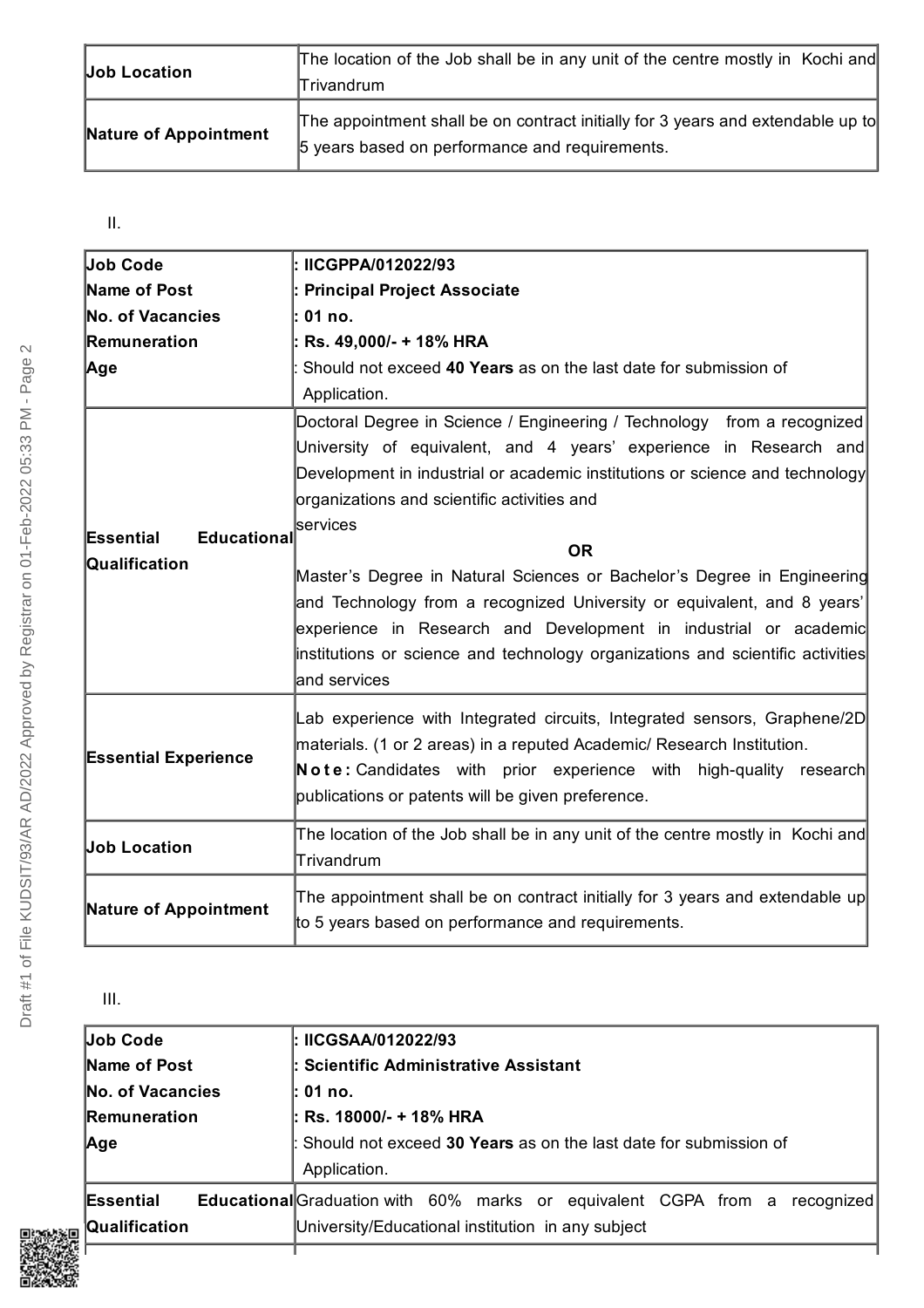| Job Location | The location of the Job shall be in any unit of the centre mostly in Kochi and Trivandrum |
|---|---|
| Nature of Appointment | The appointment shall be on contract initially for 3 years and extendable up to 5 years based on performance and requirements. |

II.

| Job Code<br>Name of Post<br>No. of Vacancies<br>Remuneration<br>Age | : IICGPPA/012022/93<br>: Principal Project Associate<br>: 01 no.<br>: Rs. 49,000/- + 18% HRA<br>: Should not exceed **40 Years** as on the last date for submission of Application. |
|---|---|
| Essential Educational Qualification | Doctoral Degree in Science / Engineering / Technology from a recognized University of equivalent, and 4 years' experience in Research and Development in industrial or academic institutions or science and technology organizations and scientific activities and services<br>**OR**<br>Master's Degree in Natural Sciences or Bachelor's Degree in Engineering and Technology from a recognized University or equivalent, and 8 years' experience in Research and Development in industrial or academic institutions or science and technology organizations and scientific activities and services |
| Essential Experience | Lab experience with Integrated circuits, Integrated sensors, Graphene/2D materials. (1 or 2 areas) in a reputed Academic/ Research Institution.<br>**Note:** Candidates with prior experience with high-quality research publications or patents will be given preference. |
| Job Location | The location of the Job shall be in any unit of the centre mostly in Kochi and Trivandrum |
| Nature of Appointment | The appointment shall be on contract initially for 3 years and extendable up to 5 years based on performance and requirements. |

III.

| Job Code<br>Name of Post<br>No. of Vacancies<br>Remuneration<br>Age | : IICGSAA/012022/93<br>: Scientific Administrative Assistant<br>: 01 no.<br>: Rs. 18000/- + 18% HRA<br>: Should not exceed **30 Years** as on the last date for submission of Application. |
|---|---|
| Essential Educational Qualification | Graduation with 60% marks or equivalent CGPA from a recognized University/Educational institution in any subject |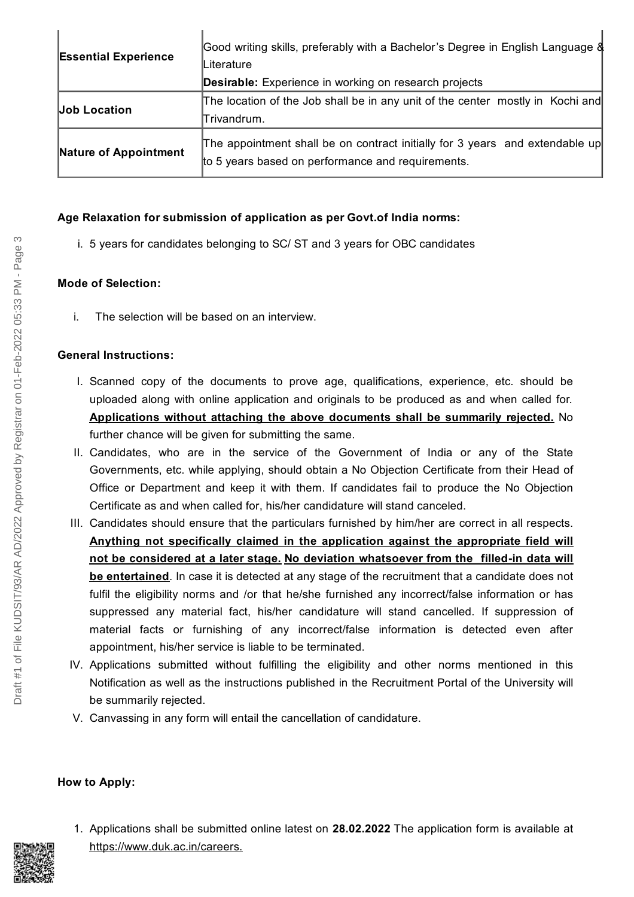| | |
|---|---|
| **Essential Experience** | Good writing skills, preferably with a Bachelor's Degree in English Language & Literature<br>**Desirable:** Experience in working on research projects |
| **Job Location** | The location of the Job shall be in any unit of the center mostly in Kochi and Trivandrum. |
| **Nature of Appointment** | The appointment shall be on contract initially for 3 years and extendable up to 5 years based on performance and requirements. |

**Age Relaxation for submission of application as per Govt.of India norms:**

i. 5 years for candidates belonging to SC/ ST and 3 years for OBC candidates

**Mode of Selection:**

i. The selection will be based on an interview.

**General Instructions:**

I. Scanned copy of the documents to prove age, qualifications, experience, etc. should be uploaded along with online application and originals to be produced as and when called for. **Applications without attaching the above documents shall be summarily rejected.** No further chance will be given for submitting the same.

II. Candidates, who are in the service of the Government of India or any of the State Governments, etc. while applying, should obtain a No Objection Certificate from their Head of Office or Department and keep it with them. If candidates fail to produce the No Objection Certificate as and when called for, his/her candidature will stand canceled.

III. Candidates should ensure that the particulars furnished by him/her are correct in all respects. **Anything not specifically claimed in the application against the appropriate field will not be considered at a later stage. No deviation whatsoever from the filled-in data will be entertained**. In case it is detected at any stage of the recruitment that a candidate does not fulfil the eligibility norms and /or that he/she furnished any incorrect/false information or has suppressed any material fact, his/her candidature will stand cancelled. If suppression of material facts or furnishing of any incorrect/false information is detected even after appointment, his/her service is liable to be terminated.

IV. Applications submitted without fulfilling the eligibility and other norms mentioned in this Notification as well as the instructions published in the Recruitment Portal of the University will be summarily rejected.

V. Canvassing in any form will entail the cancellation of candidature.

**How to Apply:**

1. Applications shall be submitted online latest on **28.02.2022** The application form is available at https://www.duk.ac.in/careers.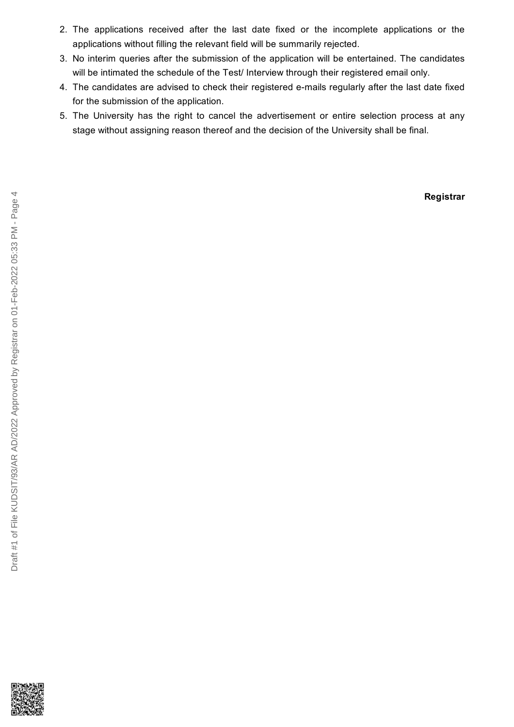2. The applications received after the last date fixed or the incomplete applications or the applications without filling the relevant field will be summarily rejected.
3. No interim queries after the submission of the application will be entertained. The candidates will be intimated the schedule of the Test/ Interview through their registered email only.
4. The candidates are advised to check their registered e-mails regularly after the last date fixed for the submission of the application.
5. The University has the right to cancel the advertisement or entire selection process at any stage without assigning reason thereof and the decision of the University shall be final.

**Registrar**

Draft #1 of File KUDSIT/93/AR AD/2022 Approved by Registrar on 01-Feb-2022 05:33 PM - Page 4